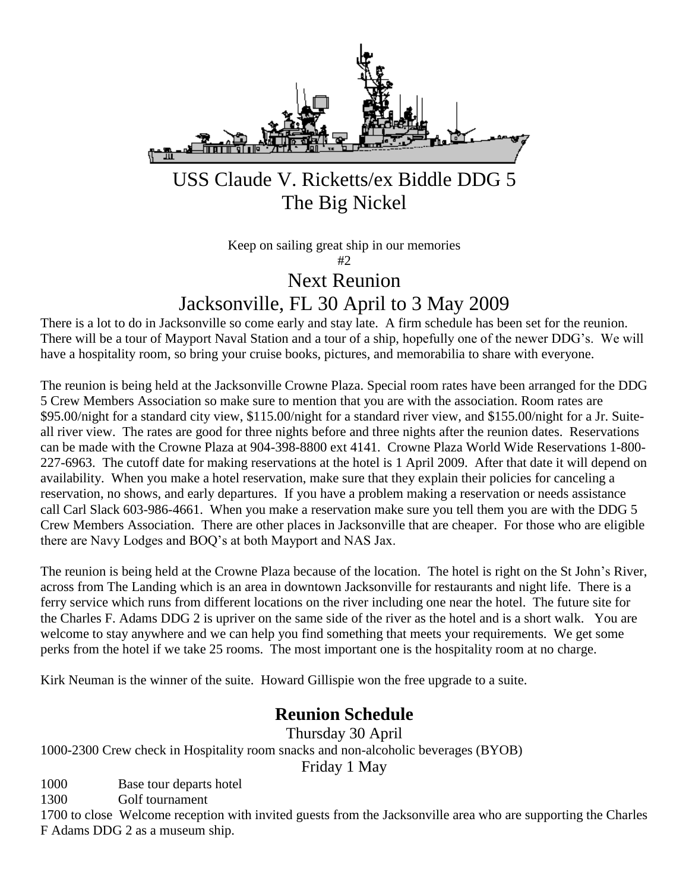# USS Claude V. Ricketts/ex Biddle DDG 5
# The Big Nickel

Keep on sailing great ship in our memories

#2

## Next Reunion
## Jacksonville, FL 30 April to 3 May 2009

There is a lot to do in Jacksonville so come early and stay late. A firm schedule has been set for the reunion. There will be a tour of Mayport Naval Station and a tour of a ship, hopefully one of the newer DDG's. We will have a hospitality room, so bring your cruise books, pictures, and memorabilia to share with everyone.

The reunion is being held at the Jacksonville Crowne Plaza. Special room rates have been arranged for the DDG 5 Crew Members Association so make sure to mention that you are with the association. Room rates are $95.00/night for a standard city view, $115.00/night for a standard river view, and $155.00/night for a Jr. Suite-all river view. The rates are good for three nights before and three nights after the reunion dates. Reservations can be made with the Crowne Plaza at 904-398-8800 ext 4141. Crowne Plaza World Wide Reservations 1-800-227-6963. The cutoff date for making reservations at the hotel is 1 April 2009. After that date it will depend on availability. When you make a hotel reservation, make sure that they explain their policies for canceling a reservation, no shows, and early departures. If you have a problem making a reservation or needs assistance call Carl Slack 603-986-4661. When you make a reservation make sure you tell them you are with the DDG 5 Crew Members Association. There are other places in Jacksonville that are cheaper. For those who are eligible there are Navy Lodges and BOQ's at both Mayport and NAS Jax.

The reunion is being held at the Crowne Plaza because of the location. The hotel is right on the St John's River, across from The Landing which is an area in downtown Jacksonville for restaurants and night life. There is a ferry service which runs from different locations on the river including one near the hotel. The future site for the Charles F. Adams DDG 2 is upriver on the same side of the river as the hotel and is a short walk. You are welcome to stay anywhere and we can help you find something that meets your requirements. We get some perks from the hotel if we take 25 rooms. The most important one is the hospitality room at no charge.

Kirk Neuman is the winner of the suite. Howard Gillispie won the free upgrade to a suite.

## Reunion Schedule

Thursday 30 April

1000-2300 Crew check in Hospitality room snacks and non-alcoholic beverages (BYOB)

Friday 1 May

1000 Base tour departs hotel

1300 Golf tournament

1700 to close Welcome reception with invited guests from the Jacksonville area who are supporting the Charles F Adams DDG 2 as a museum ship.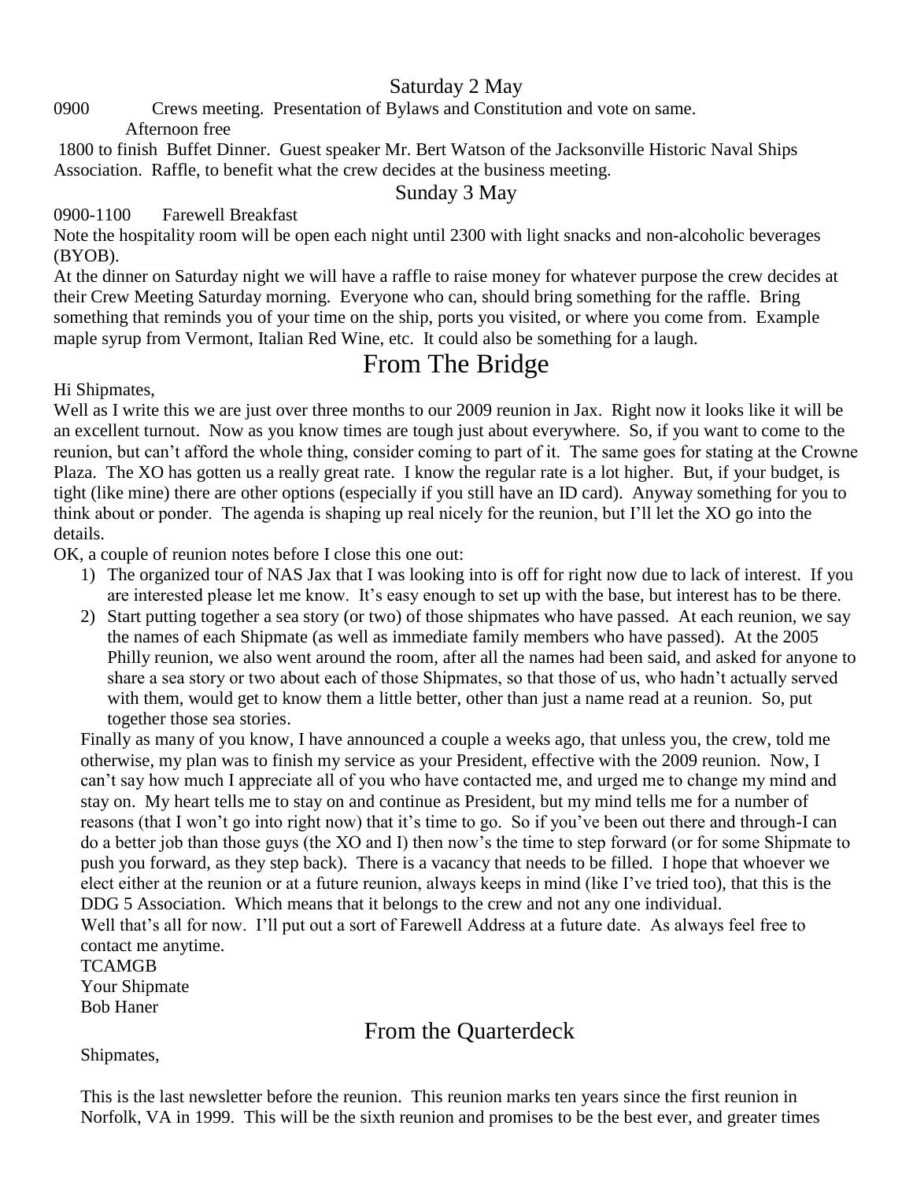Saturday 2 May

0900 Crews meeting. Presentation of Bylaws and Constitution and vote on same.

Afternoon free

1800 to finish Buffet Dinner. Guest speaker Mr. Bert Watson of the Jacksonville Historic Naval Ships Association. Raffle, to benefit what the crew decides at the business meeting.

Sunday 3 May

0900-1100 Farewell Breakfast

Note the hospitality room will be open each night until 2300 with light snacks and non-alcoholic beverages (BYOB).

At the dinner on Saturday night we will have a raffle to raise money for whatever purpose the crew decides at their Crew Meeting Saturday morning. Everyone who can, should bring something for the raffle. Bring something that reminds you of your time on the ship, ports you visited, or where you come from. Example maple syrup from Vermont, Italian Red Wine, etc. It could also be something for a laugh.

# From The Bridge

Hi Shipmates,

Well as I write this we are just over three months to our 2009 reunion in Jax. Right now it looks like it will be an excellent turnout. Now as you know times are tough just about everywhere. So, if you want to come to the reunion, but can't afford the whole thing, consider coming to part of it. The same goes for stating at the Crowne Plaza. The XO has gotten us a really great rate. I know the regular rate is a lot higher. But, if your budget, is tight (like mine) there are other options (especially if you still have an ID card). Anyway something for you to think about or ponder. The agenda is shaping up real nicely for the reunion, but I'll let the XO go into the details.

OK, a couple of reunion notes before I close this one out:

1) The organized tour of NAS Jax that I was looking into is off for right now due to lack of interest. If you are interested please let me know. It's easy enough to set up with the base, but interest has to be there.
2) Start putting together a sea story (or two) of those shipmates who have passed. At each reunion, we say the names of each Shipmate (as well as immediate family members who have passed). At the 2005 Philly reunion, we also went around the room, after all the names had been said, and asked for anyone to share a sea story or two about each of those Shipmates, so that those of us, who hadn't actually served with them, would get to know them a little better, other than just a name read at a reunion. So, put together those sea stories.

Finally as many of you know, I have announced a couple a weeks ago, that unless you, the crew, told me otherwise, my plan was to finish my service as your President, effective with the 2009 reunion. Now, I can't say how much I appreciate all of you who have contacted me, and urged me to change my mind and stay on. My heart tells me to stay on and continue as President, but my mind tells me for a number of reasons (that I won't go into right now) that it's time to go. So if you've been out there and through-I can do a better job than those guys (the XO and I) then now's the time to step forward (or for some Shipmate to push you forward, as they step back). There is a vacancy that needs to be filled. I hope that whoever we elect either at the reunion or at a future reunion, always keeps in mind (like I've tried too), that this is the DDG 5 Association. Which means that it belongs to the crew and not any one individual.

Well that's all for now. I'll put out a sort of Farewell Address at a future date. As always feel free to contact me anytime.

TCAMGB
Your Shipmate
Bob Haner

# From the Quarterdeck

Shipmates,

This is the last newsletter before the reunion. This reunion marks ten years since the first reunion in Norfolk, VA in 1999. This will be the sixth reunion and promises to be the best ever, and greater times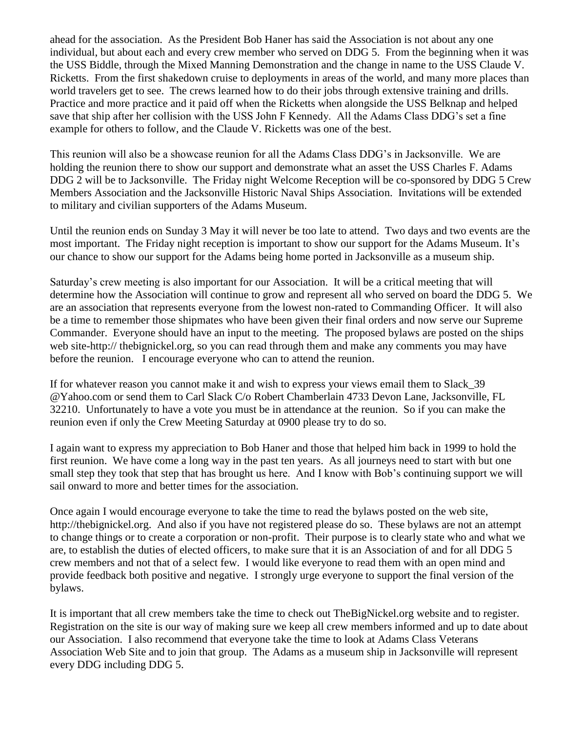ahead for the association. As the President Bob Haner has said the Association is not about any one individual, but about each and every crew member who served on DDG 5. From the beginning when it was the USS Biddle, through the Mixed Manning Demonstration and the change in name to the USS Claude V. Ricketts. From the first shakedown cruise to deployments in areas of the world, and many more places than world travelers get to see. The crews learned how to do their jobs through extensive training and drills. Practice and more practice and it paid off when the Ricketts when alongside the USS Belknap and helped save that ship after her collision with the USS John F Kennedy. All the Adams Class DDG's set a fine example for others to follow, and the Claude V. Ricketts was one of the best.

This reunion will also be a showcase reunion for all the Adams Class DDG's in Jacksonville. We are holding the reunion there to show our support and demonstrate what an asset the USS Charles F. Adams DDG 2 will be to Jacksonville. The Friday night Welcome Reception will be co-sponsored by DDG 5 Crew Members Association and the Jacksonville Historic Naval Ships Association. Invitations will be extended to military and civilian supporters of the Adams Museum.

Until the reunion ends on Sunday 3 May it will never be too late to attend. Two days and two events are the most important. The Friday night reception is important to show our support for the Adams Museum. It's our chance to show our support for the Adams being home ported in Jacksonville as a museum ship.

Saturday's crew meeting is also important for our Association. It will be a critical meeting that will determine how the Association will continue to grow and represent all who served on board the DDG 5. We are an association that represents everyone from the lowest non-rated to Commanding Officer. It will also be a time to remember those shipmates who have been given their final orders and now serve our Supreme Commander. Everyone should have an input to the meeting. The proposed bylaws are posted on the ships web site-http:// thebignickel.org, so you can read through them and make any comments you may have before the reunion. I encourage everyone who can to attend the reunion.

If for whatever reason you cannot make it and wish to express your views email them to Slack_39 @Yahoo.com or send them to Carl Slack C/o Robert Chamberlain 4733 Devon Lane, Jacksonville, FL 32210. Unfortunately to have a vote you must be in attendance at the reunion. So if you can make the reunion even if only the Crew Meeting Saturday at 0900 please try to do so.

I again want to express my appreciation to Bob Haner and those that helped him back in 1999 to hold the first reunion. We have come a long way in the past ten years. As all journeys need to start with but one small step they took that step that has brought us here. And I know with Bob's continuing support we will sail onward to more and better times for the association.

Once again I would encourage everyone to take the time to read the bylaws posted on the web site, http://thebignickel.org. And also if you have not registered please do so. These bylaws are not an attempt to change things or to create a corporation or non-profit. Their purpose is to clearly state who and what we are, to establish the duties of elected officers, to make sure that it is an Association of and for all DDG 5 crew members and not that of a select few. I would like everyone to read them with an open mind and provide feedback both positive and negative. I strongly urge everyone to support the final version of the bylaws.

It is important that all crew members take the time to check out TheBigNickel.org website and to register. Registration on the site is our way of making sure we keep all crew members informed and up to date about our Association. I also recommend that everyone take the time to look at Adams Class Veterans Association Web Site and to join that group. The Adams as a museum ship in Jacksonville will represent every DDG including DDG 5.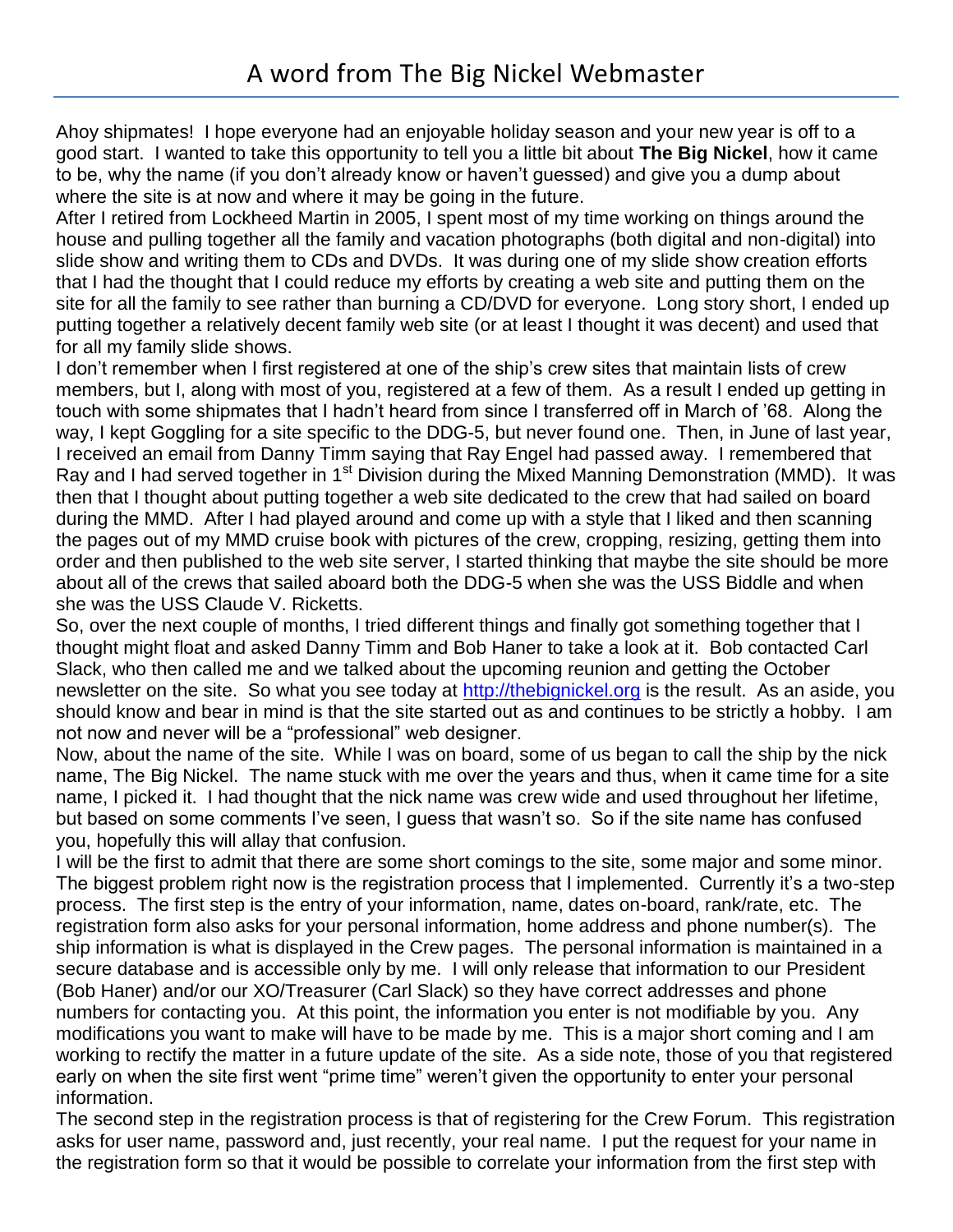# A word from The Big Nickel Webmaster

Ahoy shipmates! I hope everyone had an enjoyable holiday season and your new year is off to a good start. I wanted to take this opportunity to tell you a little bit about **The Big Nickel**, how it came to be, why the name (if you don't already know or haven't guessed) and give you a dump about where the site is at now and where it may be going in the future.

After I retired from Lockheed Martin in 2005, I spent most of my time working on things around the house and pulling together all the family and vacation photographs (both digital and non-digital) into slide show and writing them to CDs and DVDs. It was during one of my slide show creation efforts that I had the thought that I could reduce my efforts by creating a web site and putting them on the site for all the family to see rather than burning a CD/DVD for everyone. Long story short, I ended up putting together a relatively decent family web site (or at least I thought it was decent) and used that for all my family slide shows.

I don't remember when I first registered at one of the ship's crew sites that maintain lists of crew members, but I, along with most of you, registered at a few of them. As a result I ended up getting in touch with some shipmates that I hadn't heard from since I transferred off in March of '68. Along the way, I kept Goggling for a site specific to the DDG-5, but never found one. Then, in June of last year, I received an email from Danny Timm saying that Ray Engel had passed away. I remembered that Ray and I had served together in 1st Division during the Mixed Manning Demonstration (MMD). It was then that I thought about putting together a web site dedicated to the crew that had sailed on board during the MMD. After I had played around and come up with a style that I liked and then scanning the pages out of my MMD cruise book with pictures of the crew, cropping, resizing, getting them into order and then published to the web site server, I started thinking that maybe the site should be more about all of the crews that sailed aboard both the DDG-5 when she was the USS Biddle and when she was the USS Claude V. Ricketts.

So, over the next couple of months, I tried different things and finally got something together that I thought might float and asked Danny Timm and Bob Haner to take a look at it. Bob contacted Carl Slack, who then called me and we talked about the upcoming reunion and getting the October newsletter on the site. So what you see today at [http://thebignickel.org](http://thebignickel.org) is the result. As an aside, you should know and bear in mind is that the site started out as and continues to be strictly a hobby. I am not now and never will be a "professional" web designer.

Now, about the name of the site. While I was on board, some of us began to call the ship by the nick name, The Big Nickel. The name stuck with me over the years and thus, when it came time for a site name, I picked it. I had thought that the nick name was crew wide and used throughout her lifetime, but based on some comments I've seen, I guess that wasn't so. So if the site name has confused you, hopefully this will allay that confusion.

I will be the first to admit that there are some short comings to the site, some major and some minor. The biggest problem right now is the registration process that I implemented. Currently it's a two-step process. The first step is the entry of your information, name, dates on-board, rank/rate, etc. The registration form also asks for your personal information, home address and phone number(s). The ship information is what is displayed in the Crew pages. The personal information is maintained in a secure database and is accessible only by me. I will only release that information to our President (Bob Haner) and/or our XO/Treasurer (Carl Slack) so they have correct addresses and phone numbers for contacting you. At this point, the information you enter is not modifiable by you. Any modifications you want to make will have to be made by me. This is a major short coming and I am working to rectify the matter in a future update of the site. As a side note, those of you that registered early on when the site first went "prime time" weren't given the opportunity to enter your personal information.

The second step in the registration process is that of registering for the Crew Forum. This registration asks for user name, password and, just recently, your real name. I put the request for your name in the registration form so that it would be possible to correlate your information from the first step with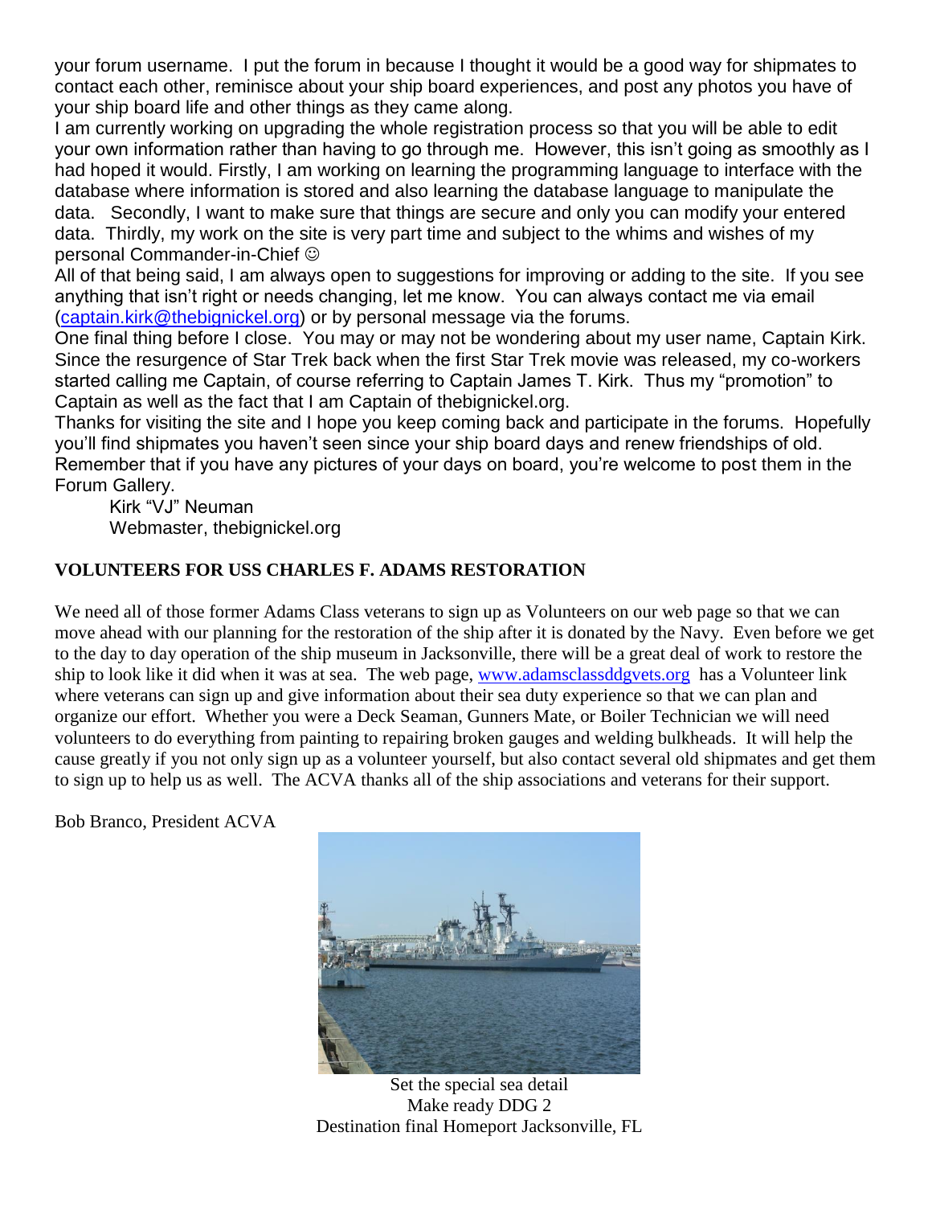your forum username. I put the forum in because I thought it would be a good way for shipmates to contact each other, reminisce about your ship board experiences, and post any photos you have of your ship board life and other things as they came along.

I am currently working on upgrading the whole registration process so that you will be able to edit your own information rather than having to go through me. However, this isn't going as smoothly as I had hoped it would. Firstly, I am working on learning the programming language to interface with the database where information is stored and also learning the database language to manipulate the data. Secondly, I want to make sure that things are secure and only you can modify your entered data. Thirdly, my work on the site is very part time and subject to the whims and wishes of my personal Commander-in-Chief ☺

All of that being said, I am always open to suggestions for improving or adding to the site. If you see anything that isn't right or needs changing, let me know. You can always contact me via email (captain.kirk@thebignickel.org) or by personal message via the forums.

One final thing before I close. You may or may not be wondering about my user name, Captain Kirk. Since the resurgence of Star Trek back when the first Star Trek movie was released, my co-workers started calling me Captain, of course referring to Captain James T. Kirk. Thus my "promotion" to Captain as well as the fact that I am Captain of thebignickel.org.

Thanks for visiting the site and I hope you keep coming back and participate in the forums. Hopefully you'll find shipmates you haven't seen since your ship board days and renew friendships of old. Remember that if you have any pictures of your days on board, you're welcome to post them in the Forum Gallery.

Kirk "VJ" Neuman
Webmaster, thebignickel.org

## VOLUNTEERS FOR USS CHARLES F. ADAMS RESTORATION

We need all of those former Adams Class veterans to sign up as Volunteers on our web page so that we can move ahead with our planning for the restoration of the ship after it is donated by the Navy. Even before we get to the day to day operation of the ship museum in Jacksonville, there will be a great deal of work to restore the ship to look like it did when it was at sea. The web page, www.adamsclassddgvets.org has a Volunteer link where veterans can sign up and give information about their sea duty experience so that we can plan and organize our effort. Whether you were a Deck Seaman, Gunners Mate, or Boiler Technician we will need volunteers to do everything from painting to repairing broken gauges and welding bulkheads. It will help the cause greatly if you not only sign up as a volunteer yourself, but also contact several old shipmates and get them to sign up to help us as well. The ACVA thanks all of the ship associations and veterans for their support.

Bob Branco, President ACVA

Set the special sea detail
Make ready DDG 2
Destination final Homeport Jacksonville, FL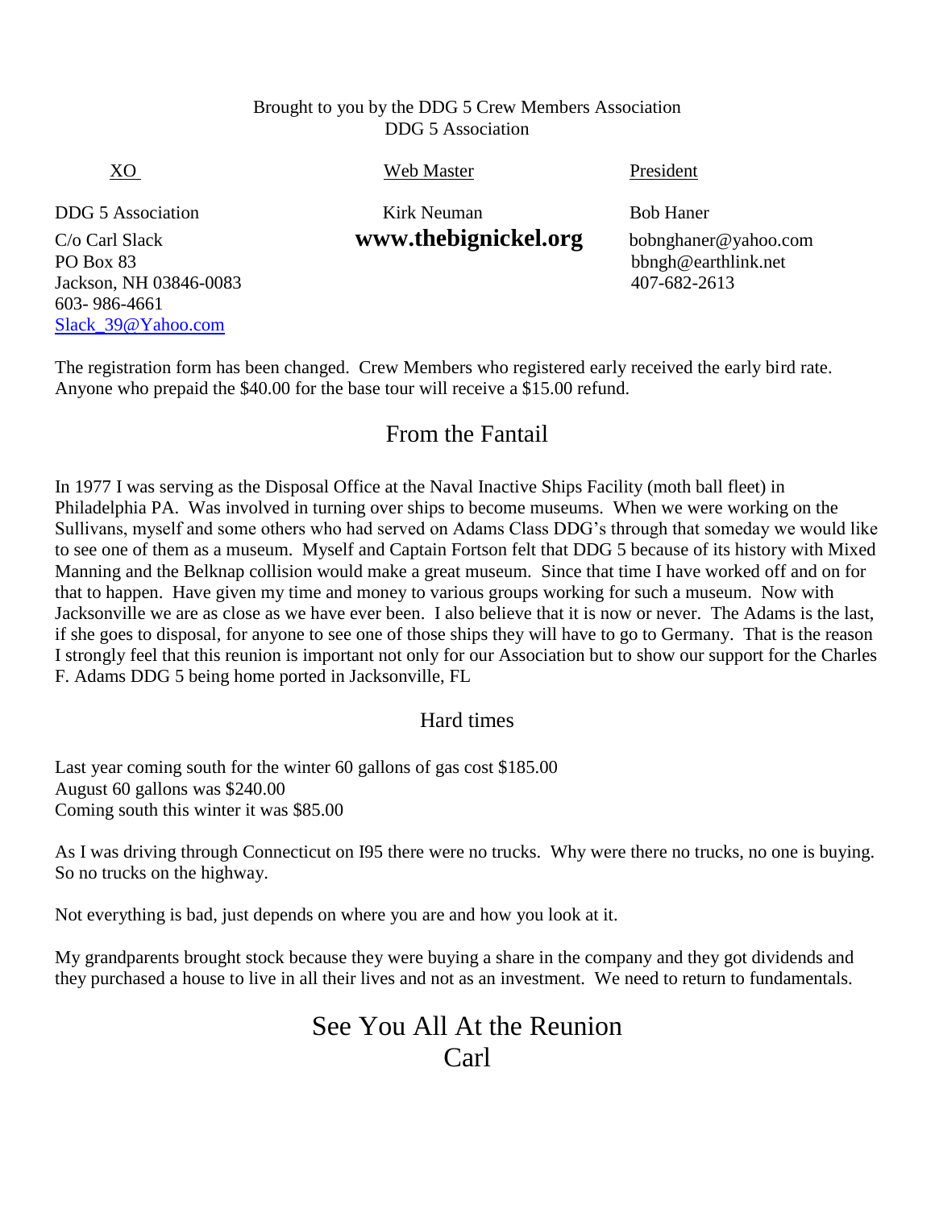Brought to you by the DDG 5 Crew Members Association
DDG 5 Association

| XO | Web Master | President |
|---|---|---|
| DDG 5 Association | Kirk Neuman | Bob Haner |
| C/o Carl Slack | **www.thebignickel.org** | bobnghaner@yahoo.com |
| PO Box 83 | | bbngh@earthlink.net |
| Jackson, NH 03846-0083 | | 407-682-2613 |
| 603- 986-4661 | | |
| Slack_39@Yahoo.com | | |

The registration form has been changed. Crew Members who registered early received the early bird rate. Anyone who prepaid the $40.00 for the base tour will receive a $15.00 refund.

## From the Fantail

In 1977 I was serving as the Disposal Office at the Naval Inactive Ships Facility (moth ball fleet) in Philadelphia PA. Was involved in turning over ships to become museums. When we were working on the Sullivans, myself and some others who had served on Adams Class DDG's through that someday we would like to see one of them as a museum. Myself and Captain Fortson felt that DDG 5 because of its history with Mixed Manning and the Belknap collision would make a great museum. Since that time I have worked off and on for that to happen. Have given my time and money to various groups working for such a museum. Now with Jacksonville we are as close as we have ever been. I also believe that it is now or never. The Adams is the last, if she goes to disposal, for anyone to see one of those ships they will have to go to Germany. That is the reason I strongly feel that this reunion is important not only for our Association but to show our support for the Charles F. Adams DDG 5 being home ported in Jacksonville, FL

### Hard times

Last year coming south for the winter 60 gallons of gas cost $185.00
August 60 gallons was $240.00
Coming south this winter it was $85.00

As I was driving through Connecticut on I95 there were no trucks. Why were there no trucks, no one is buying. So no trucks on the highway.

Not everything is bad, just depends on where you are and how you look at it.

My grandparents brought stock because they were buying a share in the company and they got dividends and they purchased a house to live in all their lives and not as an investment. We need to return to fundamentals.

## See You All At the Reunion
## Carl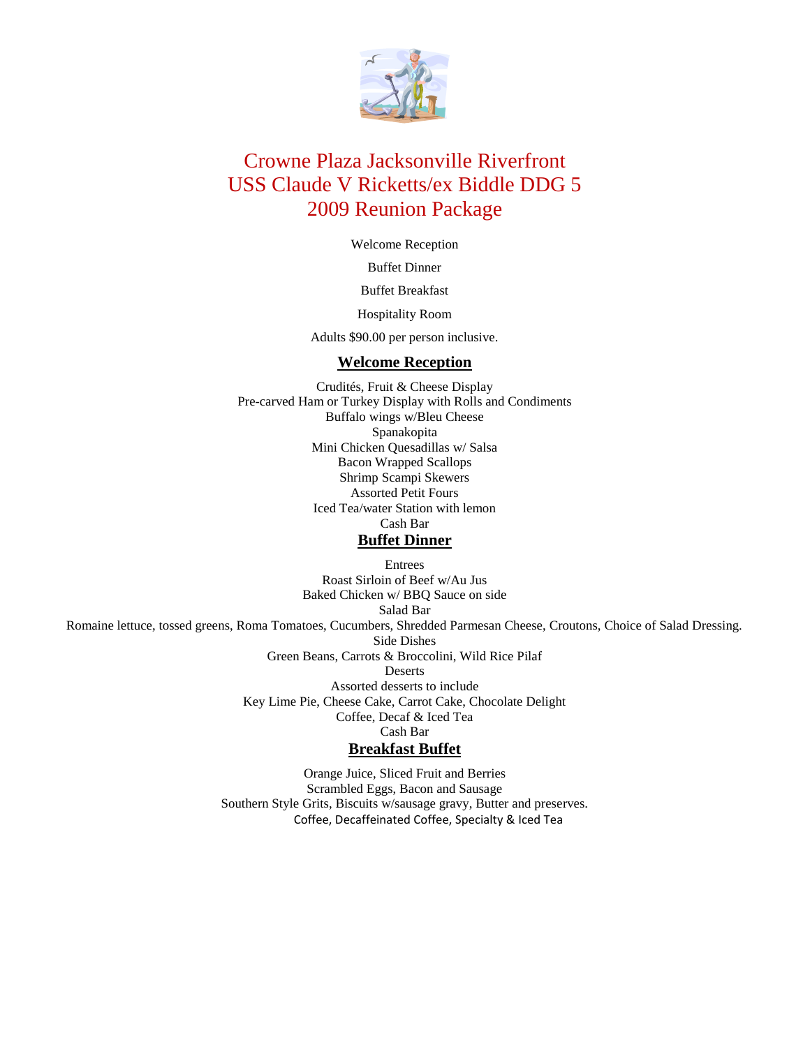# Crowne Plaza Jacksonville Riverfront
# USS Claude V Ricketts/ex Biddle DDG 5
# 2009 Reunion Package

Welcome Reception

Buffet Dinner

Buffet Breakfast

Hospitality Room

Adults $90.00 per person inclusive.

## Welcome Reception

Crudités, Fruit & Cheese Display
Pre-carved Ham or Turkey Display with Rolls and Condiments
Buffalo wings w/Bleu Cheese
Spanakopita
Mini Chicken Quesadillas w/ Salsa
Bacon Wrapped Scallops
Shrimp Scampi Skewers
Assorted Petit Fours
Iced Tea/water Station with lemon
Cash Bar

## Buffet Dinner

Entrees
Roast Sirloin of Beef w/Au Jus
Baked Chicken w/ BBQ Sauce on side
Salad Bar
Romaine lettuce, tossed greens, Roma Tomatoes, Cucumbers, Shredded Parmesan Cheese, Croutons, Choice of Salad Dressing.
Side Dishes
Green Beans, Carrots & Broccolini, Wild Rice Pilaf
Deserts
Assorted desserts to include
Key Lime Pie, Cheese Cake, Carrot Cake, Chocolate Delight
Coffee, Decaf & Iced Tea
Cash Bar

## Breakfast Buffet

Orange Juice, Sliced Fruit and Berries
Scrambled Eggs, Bacon and Sausage
Southern Style Grits, Biscuits w/sausage gravy, Butter and preserves.
Coffee, Decaffeinated Coffee, Specialty & Iced Tea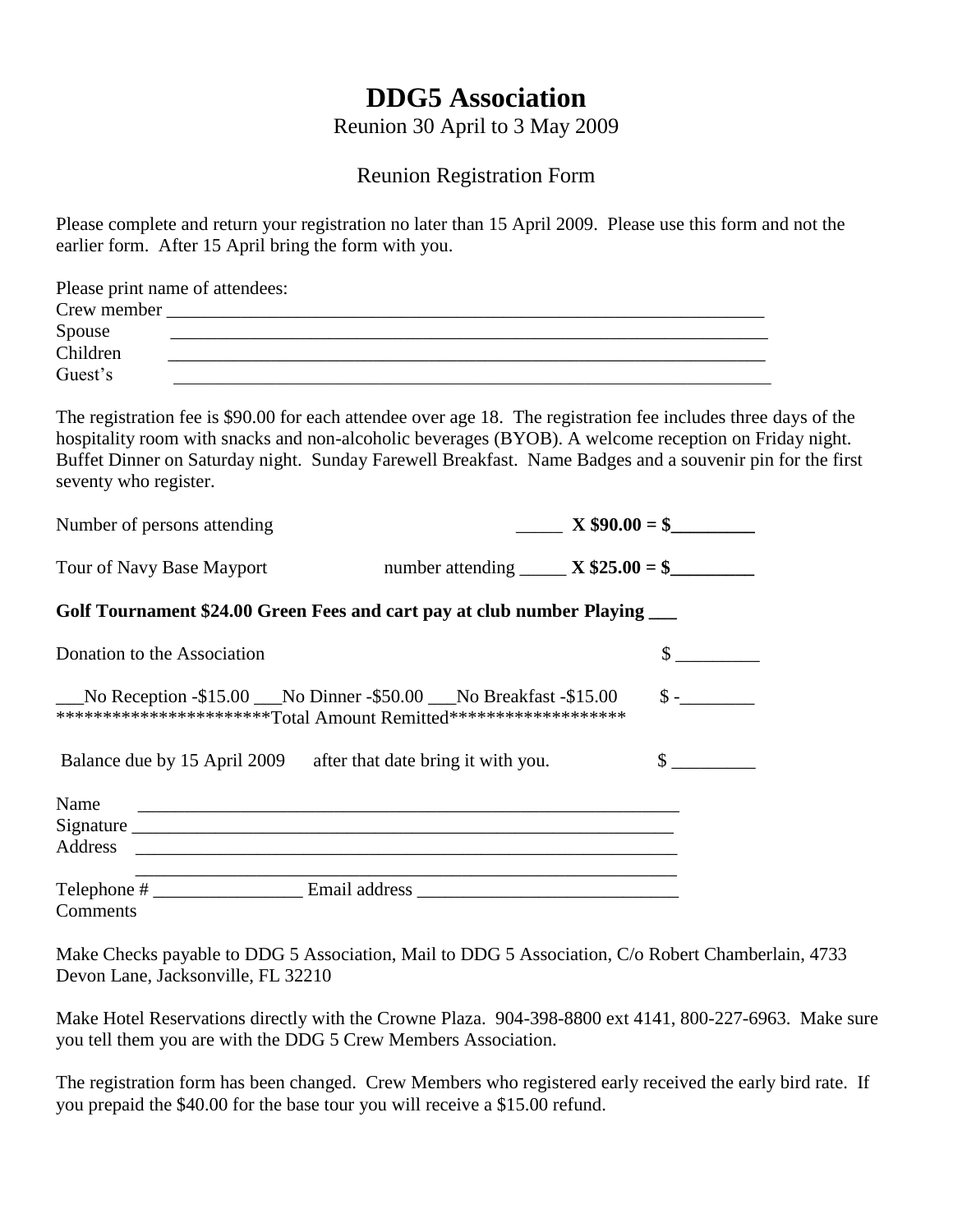# DDG5 Association

Reunion 30 April to 3 May 2009

## Reunion Registration Form

Please complete and return your registration no later than 15 April 2009. Please use this form and not the earlier form. After 15 April bring the form with you.

Please print name of attendees:

Crew member ___________________________________________________________________

Spouse ___________________________________________________________________

Children ___________________________________________________________________

Guest's ___________________________________________________________________

The registration fee is $90.00 for each attendee over age 18. The registration fee includes three days of the hospitality room with snacks and non-alcoholic beverages (BYOB). A welcome reception on Friday night. Buffet Dinner on Saturday night. Sunday Farewell Breakfast. Name Badges and a souvenir pin for the first seventy who register.

Number of persons attending _____ **X $90.00 = $_________**

Tour of Navy Base Mayport number attending _____ **X $25.00 = $_________**

**Golf Tournament $24.00 Green Fees and cart pay at club number Playing ___**

Donation to the Association $ _________

___No Reception -$15.00 ___No Dinner -$50.00 ___No Breakfast -$15.00 $ -________

***********************Total Amount Remitted*******************

Balance due by 15 April 2009 after that date bring it with you. $ _________

Name ___________________________________________________________

Signature ___________________________________________________________

Address ___________________________________________________________

___________________________________________________________

Telephone # ________________ Email address ____________________________

Comments

Make Checks payable to DDG 5 Association, Mail to DDG 5 Association, C/o Robert Chamberlain, 4733 Devon Lane, Jacksonville, FL 32210

Make Hotel Reservations directly with the Crowne Plaza. 904-398-8800 ext 4141, 800-227-6963. Make sure you tell them you are with the DDG 5 Crew Members Association.

The registration form has been changed. Crew Members who registered early received the early bird rate. If you prepaid the $40.00 for the base tour you will receive a $15.00 refund.